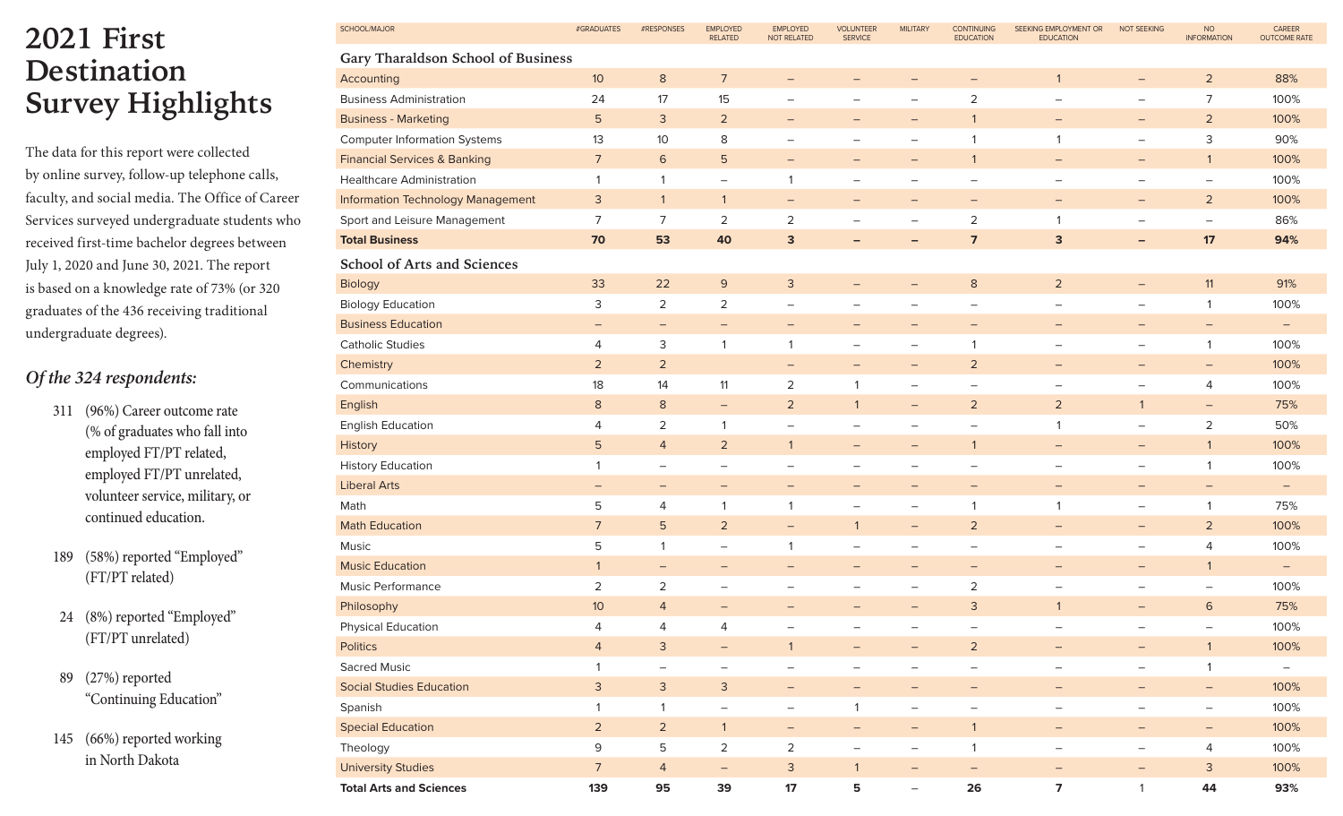# 2021 First Destination Survey Highlights

The data for this report were collected by online survey, follow-up telephone calls, faculty, and social media. The Office of Career Services surveyed undergraduate students who received first-time bachelor degrees between July 1, 2020 and June 30, 2021. The report is based on a knowledge rate of 73% (or 320 graduates of the 436 receiving traditional undergraduate degrees).

## *Of the 324 respondents:*

- 311 (96%) Career outcome rate (% of graduates who fall into employed FT/PT related, employed FT/PT unrelated, volunteer service, military, or continued education.
- 189 (58%) reported "Employed" (FT/PT related)
- 24 (8%) reported "Employed" (FT/PT unrelated)
- 89 (27%) reported "Continuing Education"
- 145 (66%) reported working in North Dakota

| SCHOOL/MAJOR | #GRADUATES | #RESPONSES | EMPLOYED RELATED | EMPLOYED NOT RELATED | VOLUNTEER SERVICE | MILITARY | CONTINUING EDUCATION | SEEKING EMPLOYMENT OR EDUCATION | NOT SEEKING | NO INFORMATION | CAREER OUTCOME RATE |
|---|---|---|---|---|---|---|---|---|---|---|---|
| **Gary Tharaldson School of Business** | | | | | | | | | | | |
| Accounting | 10 | 8 | 7 | – | – | – | – | 1 | – | 2 | 88% |
| Business Administration | 24 | 17 | 15 | – | – | – | 2 | – | – | 7 | 100% |
| Business - Marketing | 5 | 3 | 2 | – | – | – | 1 | – | – | 2 | 100% |
| Computer Information Systems | 13 | 10 | 8 | – | – | – | 1 | 1 | – | 3 | 90% |
| Financial Services & Banking | 7 | 6 | 5 | – | – | – | 1 | – | – | 1 | 100% |
| Healthcare Administration | 1 | 1 | – | 1 | – | – | – | – | – | – | 100% |
| Information Technology Management | 3 | 1 | 1 | – | – | – | – | – | – | 2 | 100% |
| Sport and Leisure Management | 7 | 7 | 2 | 2 | – | – | 2 | 1 | – | – | 86% |
| **Total Business** | **70** | **53** | **40** | **3** | **–** | **–** | **7** | **3** | **–** | **17** | **94%** |
| **School of Arts and Sciences** | | | | | | | | | | | |
| Biology | 33 | 22 | 9 | 3 | – | – | 8 | 2 | – | 11 | 91% |
| Biology Education | 3 | 2 | 2 | – | – | – | – | – | – | 1 | 100% |
| Business Education | – | – | – | – | – | – | – | – | – | – | – |
| Catholic Studies | 4 | 3 | 1 | 1 | – | – | 1 | – | – | 1 | 100% |
| Chemistry | 2 | 2 | | – | – | – | 2 | – | – | – | 100% |
| Communications | 18 | 14 | 11 | 2 | 1 | – | – | – | – | 4 | 100% |
| English | 8 | 8 | – | 2 | 1 | – | 2 | 2 | 1 | – | 75% |
| English Education | 4 | 2 | 1 | – | – | – | – | 1 | – | 2 | 50% |
| History | 5 | 4 | 2 | 1 | – | – | 1 | – | – | 1 | 100% |
| History Education | 1 | – | – | – | – | – | – | – | – | 1 | 100% |
| Liberal Arts | – | – | – | – | – | – | – | – | – | – | – |
| Math | 5 | 4 | 1 | 1 | – | – | 1 | 1 | – | 1 | 75% |
| Math Education | 7 | 5 | 2 | – | 1 | – | 2 | – | – | 2 | 100% |
| Music | 5 | 1 | – | 1 | – | – | – | – | – | 4 | 100% |
| Music Education | 1 | – | – | – | – | – | – | – | – | 1 | – |
| Music Performance | 2 | 2 | – | – | – | – | 2 | – | – | – | 100% |
| Philosophy | 10 | 4 | – | – | – | – | 3 | 1 | – | 6 | 75% |
| Physical Education | 4 | 4 | 4 | – | – | – | – | – | – | – | 100% |
| Politics | 4 | 3 | – | 1 | – | – | 2 | – | – | 1 | 100% |
| Sacred Music | 1 | – | – | – | – | – | – | – | – | 1 | – |
| Social Studies Education | 3 | 3 | 3 | – | – | – | – | – | – | – | 100% |
| Spanish | 1 | 1 | – | – | 1 | – | – | – | – | – | 100% |
| Special Education | 2 | 2 | 1 | – | – | – | 1 | – | – | – | 100% |
| Theology | 9 | 5 | 2 | 2 | – | – | 1 | – | – | 4 | 100% |
| University Studies | 7 | 4 | – | 3 | 1 | – | – | – | – | 3 | 100% |
| **Total Arts and Sciences** | **139** | **95** | **39** | **17** | **5** | **–** | **26** | **7** | **1** | **44** | **93%** |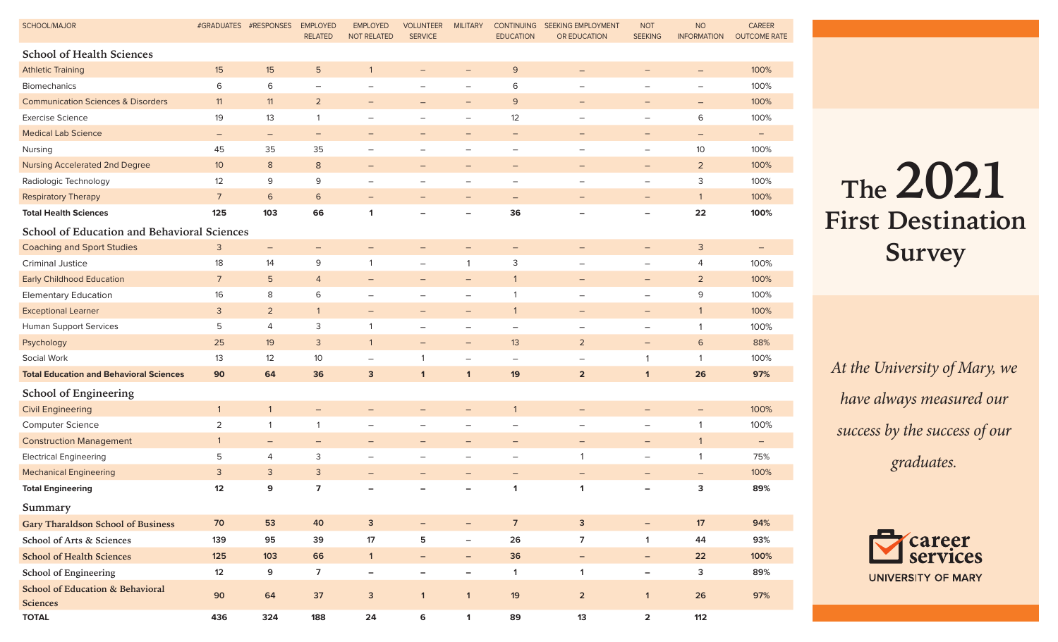| SCHOOL/MAJOR | #GRADUATES | #RESPONSES | EMPLOYED RELATED | EMPLOYED NOT RELATED | VOLUNTEER SERVICE | MILITARY | CONTINUING EDUCATION | SEEKING EMPLOYMENT OR EDUCATION | NOT SEEKING | NO INFORMATION | CAREER OUTCOME RATE |
|---|---|---|---|---|---|---|---|---|---|---|---|
| **School of Health Sciences** | | | | | | | | | | | |
| Athletic Training | 15 | 15 | 5 | 1 | – | – | 9 | – | – | – | 100% |
| Biomechanics | 6 | 6 | – | – | – | – | 6 | – | – | – | 100% |
| Communication Sciences & Disorders | 11 | 11 | 2 | – | – | – | 9 | – | – | – | 100% |
| Exercise Science | 19 | 13 | 1 | – | – | – | 12 | – | – | 6 | 100% |
| Medical Lab Science | – | – | – | – | – | – | – | – | – | – | – |
| Nursing | 45 | 35 | 35 | – | – | – | – | – | – | 10 | 100% |
| Nursing Accelerated 2nd Degree | 10 | 8 | 8 | – | – | – | – | – | – | 2 | 100% |
| Radiologic Technology | 12 | 9 | 9 | – | – | – | – | – | – | 3 | 100% |
| Respiratory Therapy | 7 | 6 | 6 | – | – | – | – | – | – | 1 | 100% |
| **Total Health Sciences** | **125** | **103** | **66** | **1** | **–** | **–** | **36** | **–** | **–** | **22** | **100%** |
| **School of Education and Behavioral Sciences** | | | | | | | | | | | |
| Coaching and Sport Studies | 3 | – | – | – | – | – | – | – | – | 3 | – |
| Criminal Justice | 18 | 14 | 9 | 1 | – | 1 | 3 | – | – | 4 | 100% |
| Early Childhood Education | 7 | 5 | 4 | – | – | – | 1 | – | – | 2 | 100% |
| Elementary Education | 16 | 8 | 6 | – | – | – | 1 | – | – | 9 | 100% |
| Exceptional Learner | 3 | 2 | 1 | – | – | – | 1 | – | – | 1 | 100% |
| Human Support Services | 5 | 4 | 3 | 1 | – | – | – | – | – | 1 | 100% |
| Psychology | 25 | 19 | 3 | 1 | – | – | 13 | 2 | – | 6 | 88% |
| Social Work | 13 | 12 | 10 | – | 1 | – | – | – | 1 | 1 | 100% |
| **Total Education and Behavioral Sciences** | **90** | **64** | **36** | **3** | **1** | **1** | **19** | **2** | **1** | **26** | **97%** |
| **School of Engineering** | | | | | | | | | | | |
| Civil Engineering | 1 | 1 | – | – | – | – | 1 | – | – | – | 100% |
| Computer Science | 2 | 1 | 1 | – | – | – | – | – | – | 1 | 100% |
| Construction Management | 1 | – | – | – | – | – | – | – | – | 1 | – |
| Electrical Engineering | 5 | 4 | 3 | – | – | – | – | 1 | – | 1 | 75% |
| Mechanical Engineering | 3 | 3 | 3 | – | – | – | – | – | – | – | 100% |
| **Total Engineering** | **12** | **9** | **7** | **–** | **–** | **–** | **1** | **1** | **–** | **3** | **89%** |
| **Summary** | | | | | | | | | | | |
| Gary Tharaldson School of Business | 70 | 53 | 40 | 3 | – | – | 7 | 3 | – | 17 | 94% |
| School of Arts & Sciences | 139 | 95 | 39 | 17 | 5 | – | 26 | 7 | 1 | 44 | 93% |
| School of Health Sciences | 125 | 103 | 66 | 1 | – | – | 36 | – | – | 22 | 100% |
| School of Engineering | 12 | 9 | 7 | – | – | – | 1 | 1 | – | 3 | 89% |
| School of Education & Behavioral Sciences | 90 | 64 | 37 | 3 | 1 | 1 | 19 | 2 | 1 | 26 | 97% |
| **TOTAL** | **436** | **324** | **188** | **24** | **6** | **1** | **89** | **13** | **2** | **112** | |

# The 2021 First Destination Survey

*At the University of Mary, we have always measured our success by the success of our graduates.*

career services
UNIVERSITY OF MARY